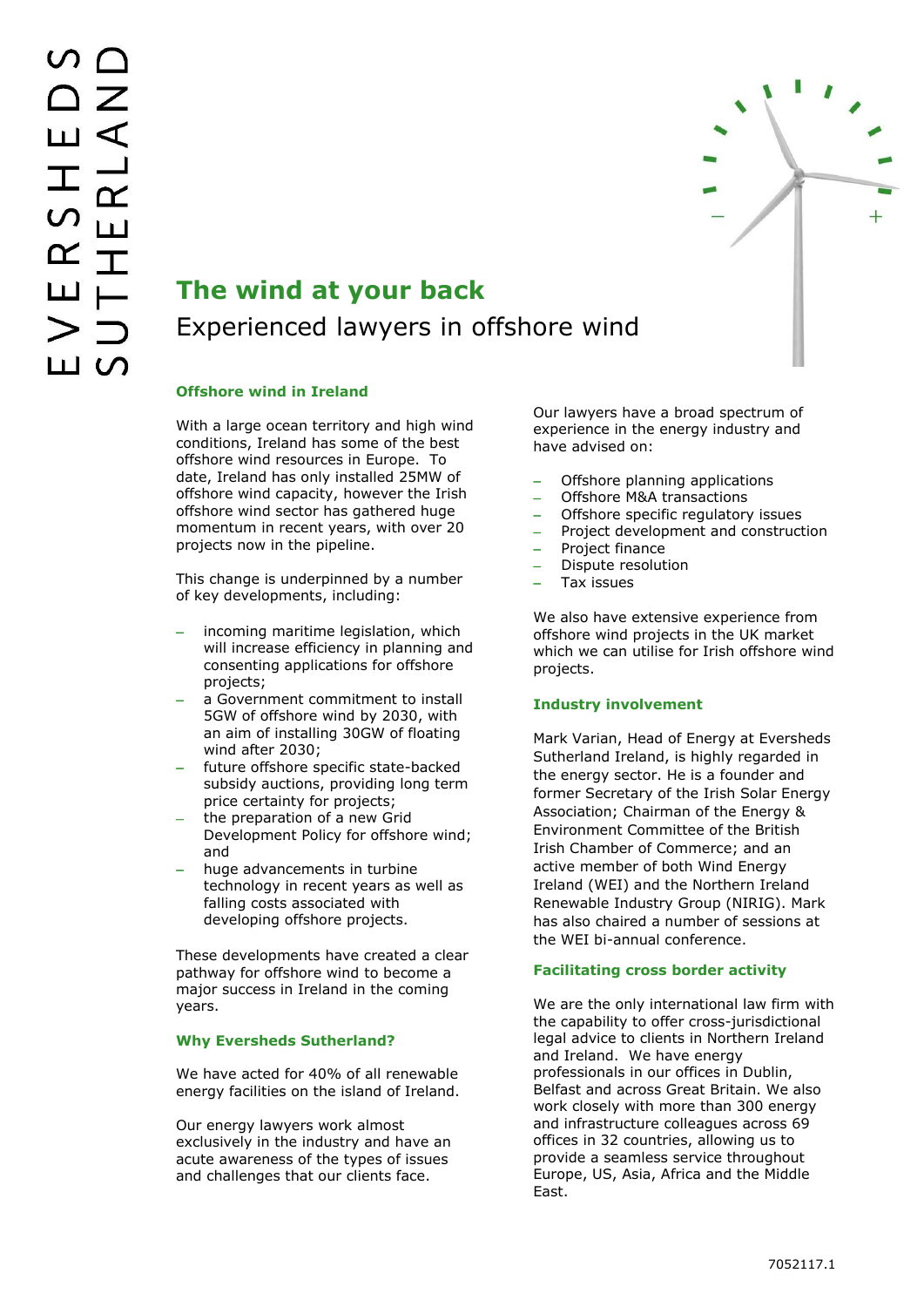EVERSHEDS SUTHERLAND

# The wind at your back

Experienced lawyers in offshore wind

## Offshore wind in Ireland

With a large ocean territory and high wind conditions, Ireland has some of the best offshore wind resources in Europe. To date, Ireland has only installed 25MW of offshore wind capacity, however the Irish offshore wind sector has gathered huge momentum in recent years, with over 20 projects now in the pipeline.

This change is underpinned by a number of key developments, including:

- incoming maritime legislation, which will increase efficiency in planning and consenting applications for offshore projects;
- a Government commitment to install 5GW of offshore wind by 2030, with an aim of installing 30GW of floating wind after 2030;
- future offshore specific state-backed subsidy auctions, providing long term price certainty for projects;
- the preparation of a new Grid Development Policy for offshore wind; and
- huge advancements in turbine technology in recent years as well as falling costs associated with developing offshore projects.

These developments have created a clear pathway for offshore wind to become a major success in Ireland in the coming years.

## Why Eversheds Sutherland?

We have acted for 40% of all renewable energy facilities on the island of Ireland.

Our energy lawyers work almost exclusively in the industry and have an acute awareness of the types of issues and challenges that our clients face.

Our lawyers have a broad spectrum of experience in the energy industry and have advised on:

- Offshore planning applications
- Offshore M&A transactions
- Offshore specific regulatory issues
- Project development and construction
- Project finance
- Dispute resolution
- Tax issues

We also have extensive experience from offshore wind projects in the UK market which we can utilise for Irish offshore wind projects.

## Industry involvement

Mark Varian, Head of Energy at Eversheds Sutherland Ireland, is highly regarded in the energy sector. He is a founder and former Secretary of the Irish Solar Energy Association; Chairman of the Energy & Environment Committee of the British Irish Chamber of Commerce; and an active member of both Wind Energy Ireland (WEI) and the Northern Ireland Renewable Industry Group (NIRIG). Mark has also chaired a number of sessions at the WEI bi-annual conference.

## Facilitating cross border activity

We are the only international law firm with the capability to offer cross-jurisdictional legal advice to clients in Northern Ireland and Ireland. We have energy professionals in our offices in Dublin, Belfast and across Great Britain. We also work closely with more than 300 energy and infrastructure colleagues across 69 offices in 32 countries, allowing us to provide a seamless service throughout Europe, US, Asia, Africa and the Middle East.

7052117.1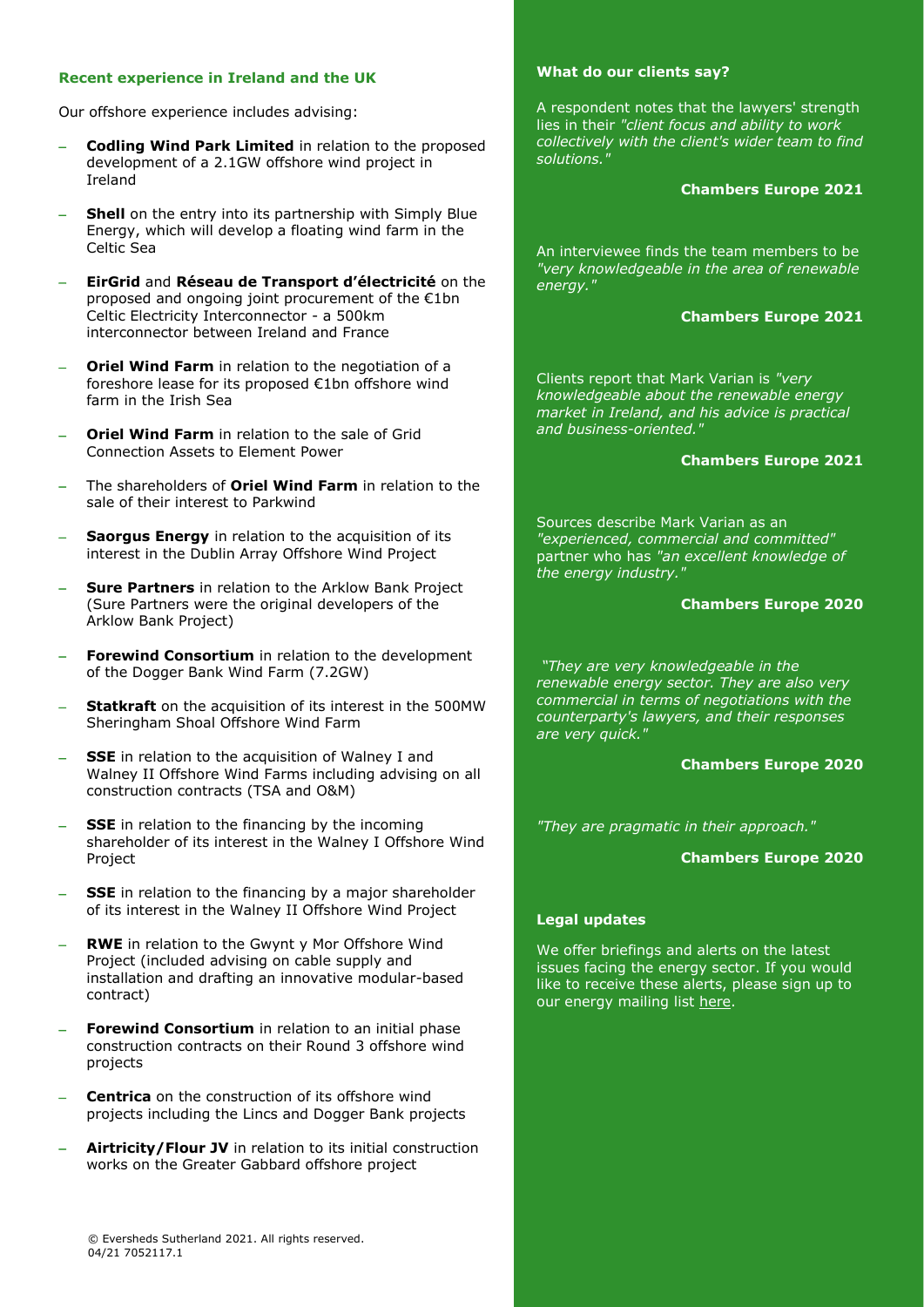## Recent experience in Ireland and the UK

Our offshore experience includes advising:

- **Codling Wind Park Limited** in relation to the proposed development of a 2.1GW offshore wind project in Ireland
- **Shell** on the entry into its partnership with Simply Blue Energy, which will develop a floating wind farm in the Celtic Sea
- **EirGrid** and **Réseau de Transport d'électricité** on the proposed and ongoing joint procurement of the €1bn Celtic Electricity Interconnector - a 500km interconnector between Ireland and France
- **Oriel Wind Farm** in relation to the negotiation of a foreshore lease for its proposed €1bn offshore wind farm in the Irish Sea
- **Oriel Wind Farm** in relation to the sale of Grid Connection Assets to Element Power
- The shareholders of **Oriel Wind Farm** in relation to the sale of their interest to Parkwind
- **Saorgus Energy** in relation to the acquisition of its interest in the Dublin Array Offshore Wind Project
- **Sure Partners** in relation to the Arklow Bank Project (Sure Partners were the original developers of the Arklow Bank Project)
- **Forewind Consortium** in relation to the development of the Dogger Bank Wind Farm (7.2GW)
- **Statkraft** on the acquisition of its interest in the 500MW Sheringham Shoal Offshore Wind Farm
- **SSE** in relation to the acquisition of Walney I and Walney II Offshore Wind Farms including advising on all construction contracts (TSA and O&M)
- **SSE** in relation to the financing by the incoming shareholder of its interest in the Walney I Offshore Wind Project
- **SSE** in relation to the financing by a major shareholder of its interest in the Walney II Offshore Wind Project
- **RWE** in relation to the Gwynt y Mor Offshore Wind Project (included advising on cable supply and installation and drafting an innovative modular-based contract)
- **Forewind Consortium** in relation to an initial phase construction contracts on their Round 3 offshore wind projects
- **Centrica** on the construction of its offshore wind projects including the Lincs and Dogger Bank projects
- **Airtricity/Flour JV** in relation to its initial construction works on the Greater Gabbard offshore project

© Eversheds Sutherland 2021. All rights reserved.
04/21 7052117.1

## What do our clients say?

A respondent notes that the lawyers' strength lies in their *"client focus and ability to work collectively with the client's wider team to find solutions."*

**Chambers Europe 2021**

An interviewee finds the team members to be *"very knowledgeable in the area of renewable energy."*

**Chambers Europe 2021**

Clients report that Mark Varian is *"very knowledgeable about the renewable energy market in Ireland, and his advice is practical and business-oriented."*

**Chambers Europe 2021**

Sources describe Mark Varian as an *"experienced, commercial and committed"* partner who has *"an excellent knowledge of the energy industry."*

**Chambers Europe 2020**

*"They are very knowledgeable in the renewable energy sector. They are also very commercial in terms of negotiations with the counterparty's lawyers, and their responses are very quick."*

**Chambers Europe 2020**

*"They are pragmatic in their approach."*

**Chambers Europe 2020**

## Legal updates

We offer briefings and alerts on the latest issues facing the energy sector. If you would like to receive these alerts, please sign up to our energy mailing list here.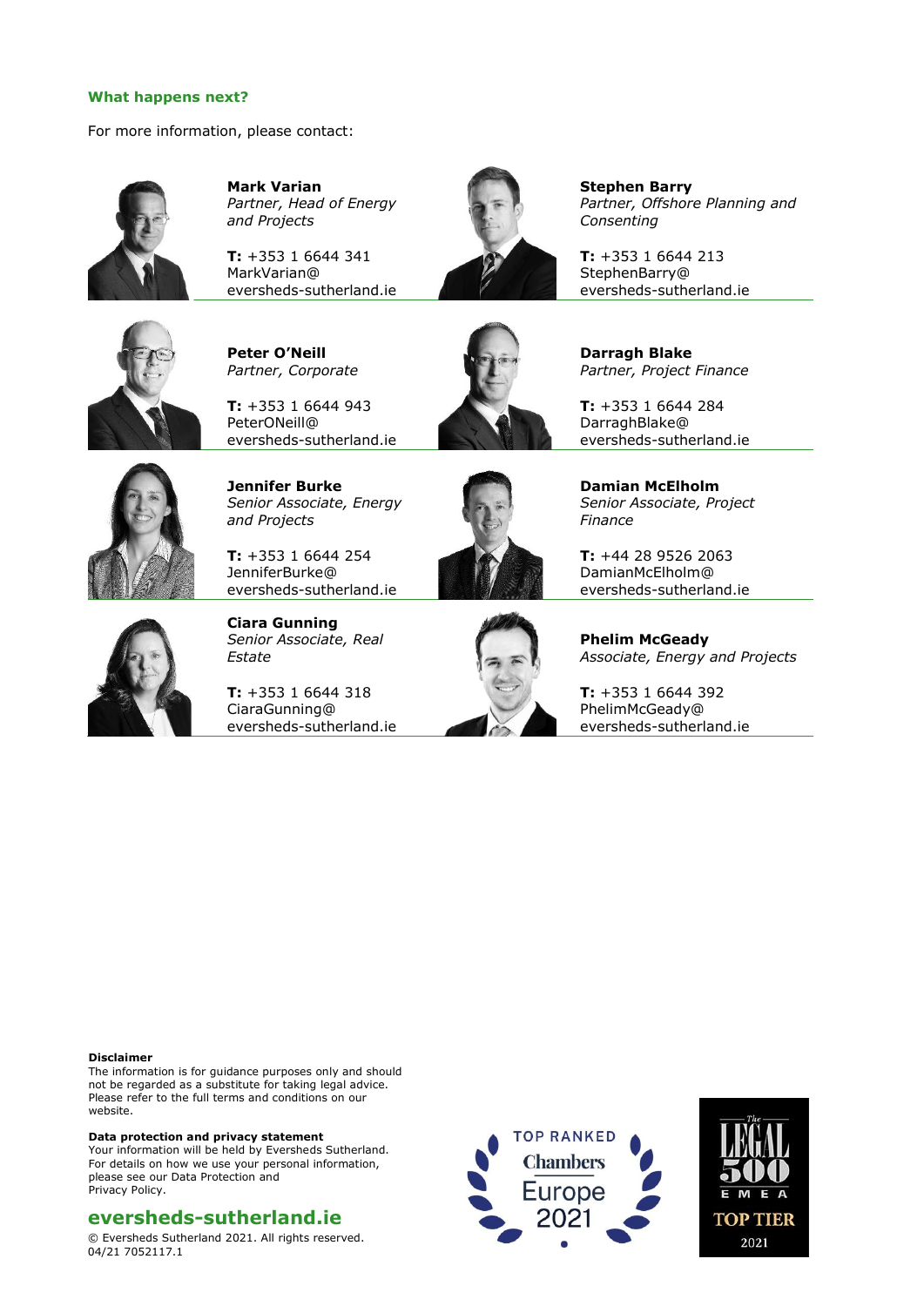### What happens next?

For more information, please contact:

**Mark Varian**
*Partner, Head of Energy and Projects*

**T:** +353 1 6644 341
MarkVarian@
eversheds-sutherland.ie

**Stephen Barry**
*Partner, Offshore Planning and Consenting*

**T:** +353 1 6644 213
StephenBarry@
eversheds-sutherland.ie

**Peter O'Neill**
*Partner, Corporate*

**T:** +353 1 6644 943
PeterONeill@
eversheds-sutherland.ie

**Darragh Blake**
*Partner, Project Finance*

**T:** +353 1 6644 284
DarraghBlake@
eversheds-sutherland.ie

**Jennifer Burke**
*Senior Associate, Energy and Projects*

**T:** +353 1 6644 254
JenniferBurke@
eversheds-sutherland.ie

**Damian McElholm**
*Senior Associate, Project Finance*

**T:** +44 28 9526 2063
DamianMcElholm@
eversheds-sutherland.ie

**Ciara Gunning**
*Senior Associate, Real Estate*

**T:** +353 1 6644 318
CiaraGunning@
eversheds-sutherland.ie

**Phelim McGeady**
*Associate, Energy and Projects*

**T:** +353 1 6644 392
PhelimMcGeady@
eversheds-sutherland.ie

**Disclaimer**
The information is for guidance purposes only and should not be regarded as a substitute for taking legal advice. Please refer to the full terms and conditions on our website.

**Data protection and privacy statement**
Your information will be held by Eversheds Sutherland. For details on how we use your personal information, please see our Data Protection and Privacy Policy.

**eversheds-sutherland.ie**

© Eversheds Sutherland 2021. All rights reserved.
04/21 7052117.1

TOP RANKED
Chambers
Europe
2021

The
LEGAL
500
EMEA
TOP TIER
2021